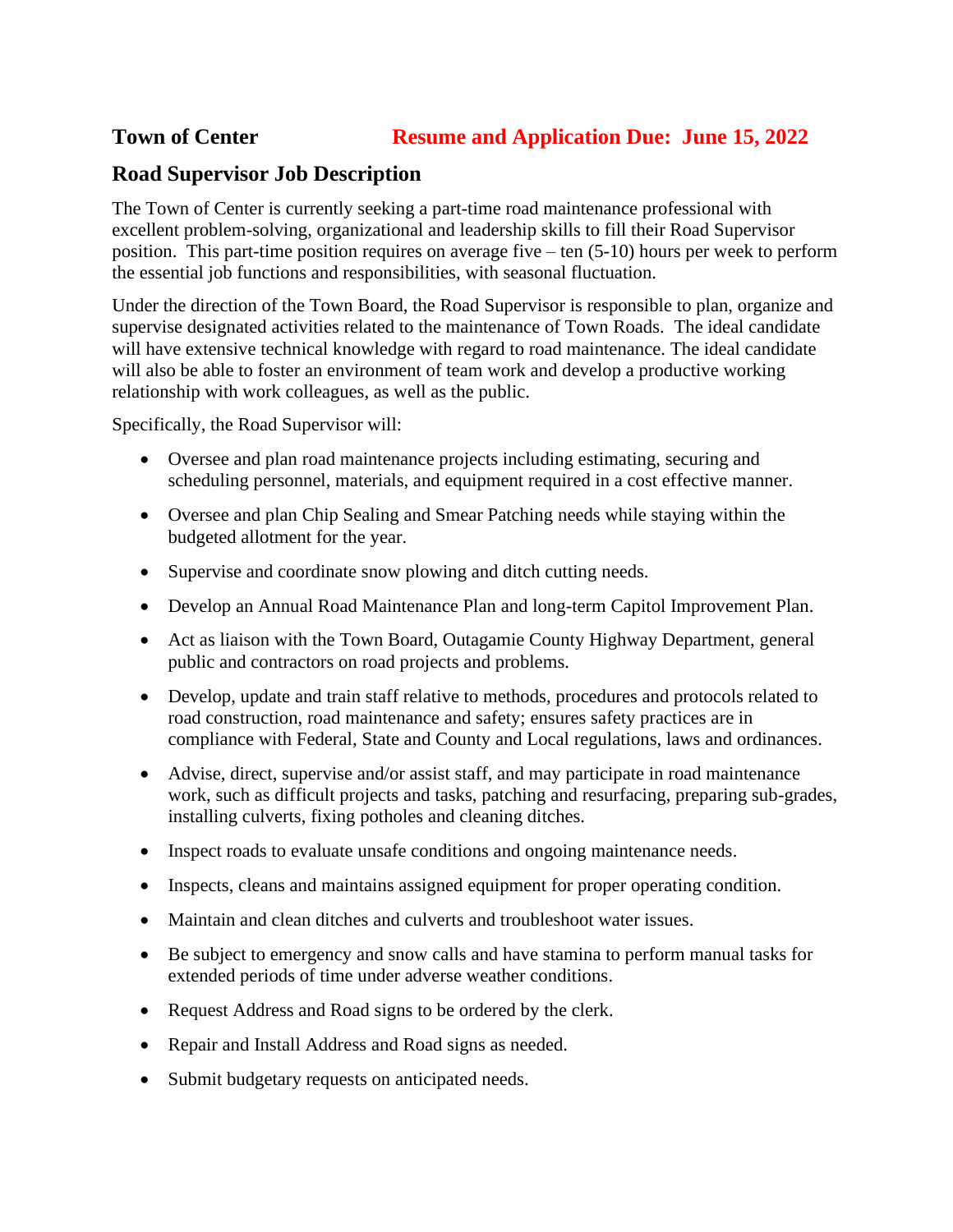**Town of Center** **Resume and Application Due: June 15, 2022**

## Road Supervisor Job Description

The Town of Center is currently seeking a part-time road maintenance professional with excellent problem-solving, organizational and leadership skills to fill their Road Supervisor position. This part-time position requires on average five – ten (5-10) hours per week to perform the essential job functions and responsibilities, with seasonal fluctuation.

Under the direction of the Town Board, the Road Supervisor is responsible to plan, organize and supervise designated activities related to the maintenance of Town Roads. The ideal candidate will have extensive technical knowledge with regard to road maintenance. The ideal candidate will also be able to foster an environment of team work and develop a productive working relationship with work colleagues, as well as the public.

Specifically, the Road Supervisor will:

- Oversee and plan road maintenance projects including estimating, securing and scheduling personnel, materials, and equipment required in a cost effective manner.
- Oversee and plan Chip Sealing and Smear Patching needs while staying within the budgeted allotment for the year.
- Supervise and coordinate snow plowing and ditch cutting needs.
- Develop an Annual Road Maintenance Plan and long-term Capitol Improvement Plan.
- Act as liaison with the Town Board, Outagamie County Highway Department, general public and contractors on road projects and problems.
- Develop, update and train staff relative to methods, procedures and protocols related to road construction, road maintenance and safety; ensures safety practices are in compliance with Federal, State and County and Local regulations, laws and ordinances.
- Advise, direct, supervise and/or assist staff, and may participate in road maintenance work, such as difficult projects and tasks, patching and resurfacing, preparing sub-grades, installing culverts, fixing potholes and cleaning ditches.
- Inspect roads to evaluate unsafe conditions and ongoing maintenance needs.
- Inspects, cleans and maintains assigned equipment for proper operating condition.
- Maintain and clean ditches and culverts and troubleshoot water issues.
- Be subject to emergency and snow calls and have stamina to perform manual tasks for extended periods of time under adverse weather conditions.
- Request Address and Road signs to be ordered by the clerk.
- Repair and Install Address and Road signs as needed.
- Submit budgetary requests on anticipated needs.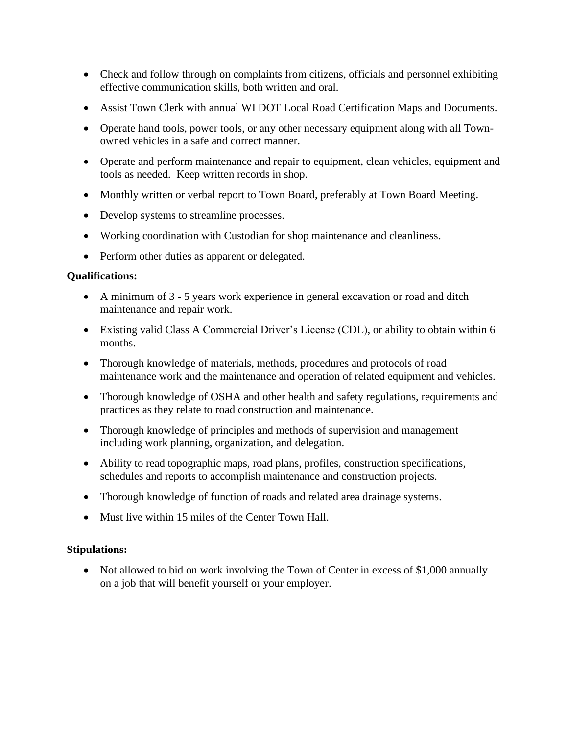- Check and follow through on complaints from citizens, officials and personnel exhibiting effective communication skills, both written and oral.
- Assist Town Clerk with annual WI DOT Local Road Certification Maps and Documents.
- Operate hand tools, power tools, or any other necessary equipment along with all Town-owned vehicles in a safe and correct manner.
- Operate and perform maintenance and repair to equipment, clean vehicles, equipment and tools as needed. Keep written records in shop.
- Monthly written or verbal report to Town Board, preferably at Town Board Meeting.
- Develop systems to streamline processes.
- Working coordination with Custodian for shop maintenance and cleanliness.
- Perform other duties as apparent or delegated.

**Qualifications:**

- A minimum of 3 - 5 years work experience in general excavation or road and ditch maintenance and repair work.
- Existing valid Class A Commercial Driver's License (CDL), or ability to obtain within 6 months.
- Thorough knowledge of materials, methods, procedures and protocols of road maintenance work and the maintenance and operation of related equipment and vehicles.
- Thorough knowledge of OSHA and other health and safety regulations, requirements and practices as they relate to road construction and maintenance.
- Thorough knowledge of principles and methods of supervision and management including work planning, organization, and delegation.
- Ability to read topographic maps, road plans, profiles, construction specifications, schedules and reports to accomplish maintenance and construction projects.
- Thorough knowledge of function of roads and related area drainage systems.
- Must live within 15 miles of the Center Town Hall.

**Stipulations:**

- Not allowed to bid on work involving the Town of Center in excess of $1,000 annually on a job that will benefit yourself or your employer.